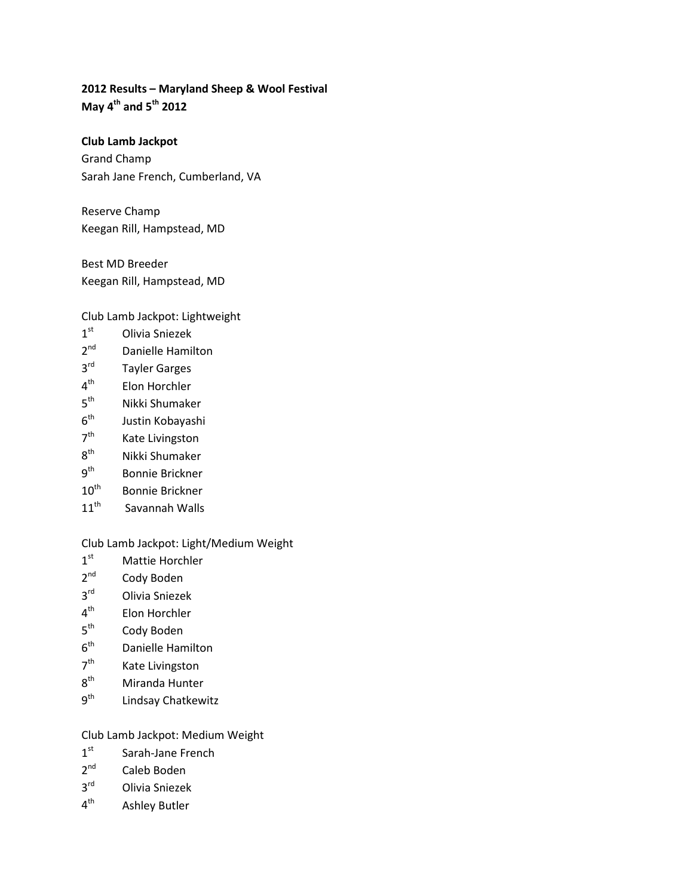**2012 Results – Maryland Sheep & Wool Festival**
**May 4th and 5th 2012**

**Club Lamb Jackpot**

Grand Champ
Sarah Jane French, Cumberland, VA

Reserve Champ
Keegan Rill, Hampstead, MD

Best MD Breeder
Keegan Rill, Hampstead, MD

Club Lamb Jackpot: Lightweight

1st Olivia Sniezek
2nd Danielle Hamilton
3rd Tayler Garges
4th Elon Horchler
5th Nikki Shumaker
6th Justin Kobayashi
7th Kate Livingston
8th Nikki Shumaker
9th Bonnie Brickner
10th Bonnie Brickner
11th Savannah Walls

Club Lamb Jackpot: Light/Medium Weight

1st Mattie Horchler
2nd Cody Boden
3rd Olivia Sniezek
4th Elon Horchler
5th Cody Boden
6th Danielle Hamilton
7th Kate Livingston
8th Miranda Hunter
9th Lindsay Chatkewitz

Club Lamb Jackpot: Medium Weight

1st Sarah-Jane French
2nd Caleb Boden
3rd Olivia Sniezek
4th Ashley Butler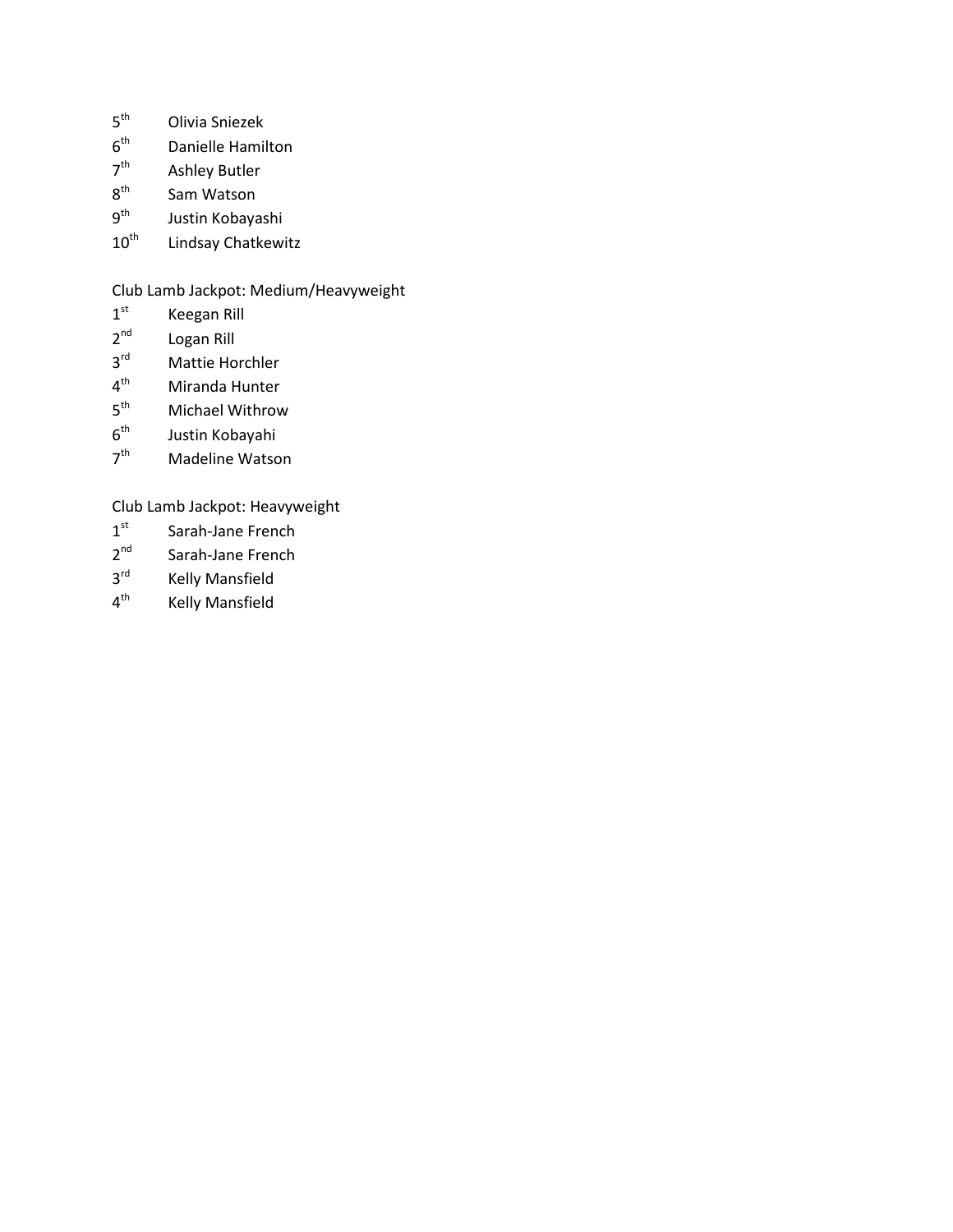5th Olivia Sniezek
6th Danielle Hamilton
7th Ashley Butler
8th Sam Watson
9th Justin Kobayashi
10th Lindsay Chatkewitz

Club Lamb Jackpot: Medium/Heavyweight
1st Keegan Rill
2nd Logan Rill
3rd Mattie Horchler
4th Miranda Hunter
5th Michael Withrow
6th Justin Kobayahi
7th Madeline Watson

Club Lamb Jackpot: Heavyweight
1st Sarah-Jane French
2nd Sarah-Jane French
3rd Kelly Mansfield
4th Kelly Mansfield